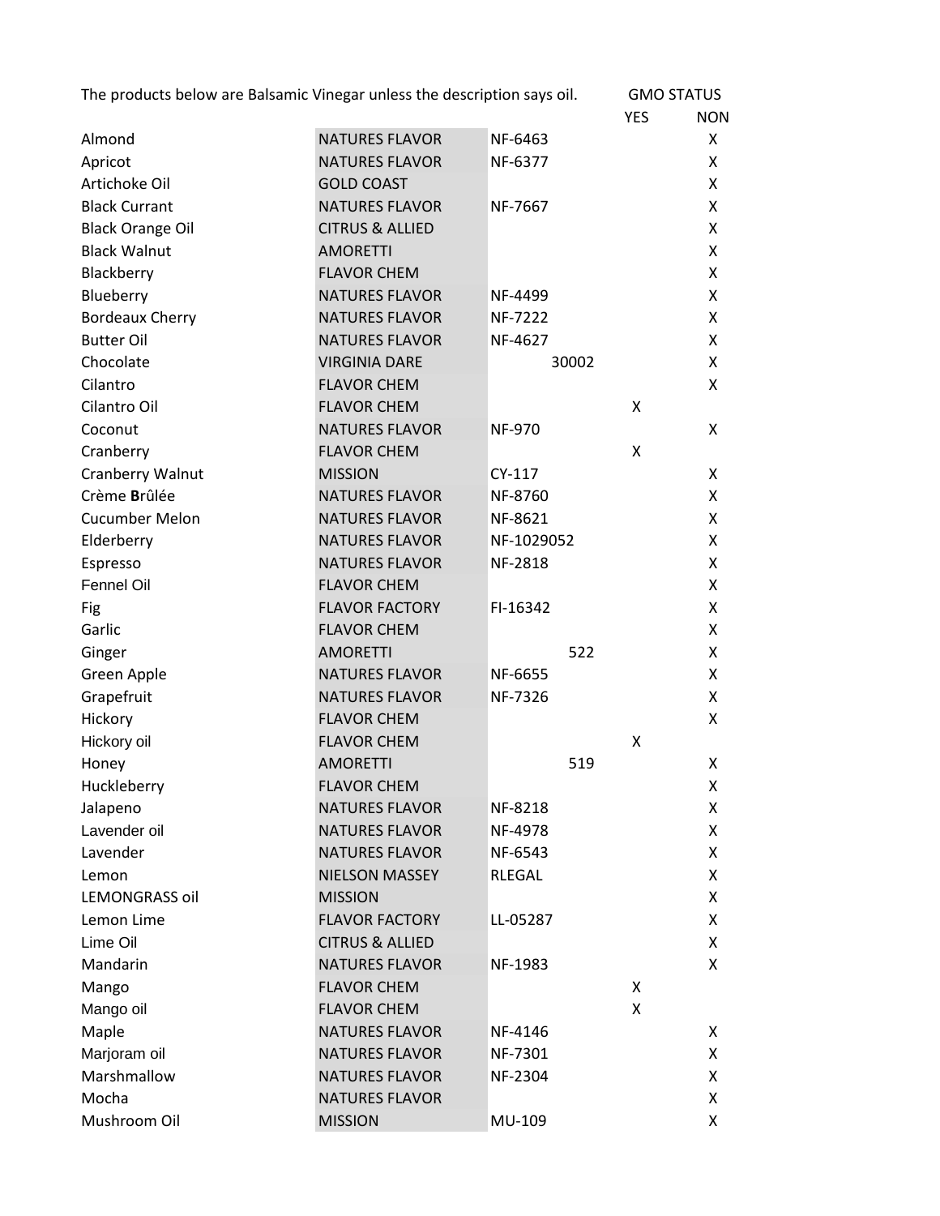The products below are Balsamic Vinegar unless the description says oil.

| | | | GMO STATUS | |
|---|---|---|---|---|
| | | | YES | NON |
| Almond | NATURES FLAVOR | NF-6463 | | X |
| Apricot | NATURES FLAVOR | NF-6377 | | X |
| Artichoke Oil | GOLD COAST | | | X |
| Black Currant | NATURES FLAVOR | NF-7667 | | X |
| Black Orange Oil | CITRUS & ALLIED | | | X |
| Black Walnut | AMORETTI | | | X |
| Blackberry | FLAVOR CHEM | | | X |
| Blueberry | NATURES FLAVOR | NF-4499 | | X |
| Bordeaux Cherry | NATURES FLAVOR | NF-7222 | | X |
| Butter Oil | NATURES FLAVOR | NF-4627 | | X |
| Chocolate | VIRGINIA DARE | 30002 | | X |
| Cilantro | FLAVOR CHEM | | | X |
| Cilantro Oil | FLAVOR CHEM | | X | |
| Coconut | NATURES FLAVOR | NF-970 | | X |
| Cranberry | FLAVOR CHEM | | X | |
| Cranberry Walnut | MISSION | CY-117 | | X |
| Crème **B**rûlée | NATURES FLAVOR | NF-8760 | | X |
| Cucumber Melon | NATURES FLAVOR | NF-8621 | | X |
| Elderberry | NATURES FLAVOR | NF-1029052 | | X |
| Espresso | NATURES FLAVOR | NF-2818 | | X |
| Fennel Oil | FLAVOR CHEM | | | X |
| Fig | FLAVOR FACTORY | FI-16342 | | X |
| Garlic | FLAVOR CHEM | | | X |
| Ginger | AMORETTI | 522 | | X |
| Green Apple | NATURES FLAVOR | NF-6655 | | X |
| Grapefruit | NATURES FLAVOR | NF-7326 | | X |
| Hickory | FLAVOR CHEM | | | X |
| Hickory oil | FLAVOR CHEM | | X | |
| Honey | AMORETTI | 519 | | X |
| Huckleberry | FLAVOR CHEM | | | X |
| Jalapeno | NATURES FLAVOR | NF-8218 | | X |
| Lavender oil | NATURES FLAVOR | NF-4978 | | X |
| Lavender | NATURES FLAVOR | NF-6543 | | X |
| Lemon | NIELSON MASSEY | RLEGAL | | X |
| LEMONGRASS oil | MISSION | | | X |
| Lemon Lime | FLAVOR FACTORY | LL-05287 | | X |
| Lime Oil | CITRUS & ALLIED | | | X |
| Mandarin | NATURES FLAVOR | NF-1983 | | X |
| Mango | FLAVOR CHEM | | X | |
| Mango oil | FLAVOR CHEM | | X | |
| Maple | NATURES FLAVOR | NF-4146 | | X |
| Marjoram oil | NATURES FLAVOR | NF-7301 | | X |
| Marshmallow | NATURES FLAVOR | NF-2304 | | X |
| Mocha | NATURES FLAVOR | | | X |
| Mushroom Oil | MISSION | MU-109 | | X |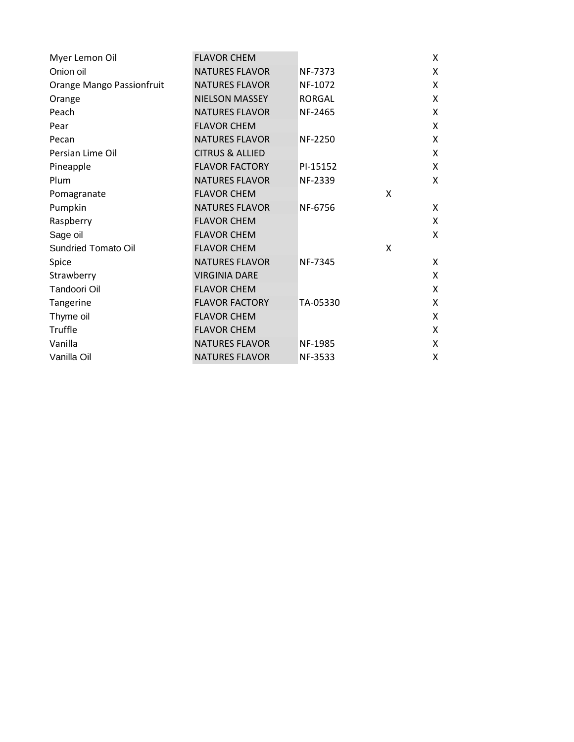| | | | | |
|---|---|---|---|---|
| Myer Lemon Oil | FLAVOR CHEM | | | X |
| Onion oil | NATURES FLAVOR | NF-7373 | | X |
| Orange Mango Passionfruit | NATURES FLAVOR | NF-1072 | | X |
| Orange | NIELSON MASSEY | RORGAL | | X |
| Peach | NATURES FLAVOR | NF-2465 | | X |
| Pear | FLAVOR CHEM | | | X |
| Pecan | NATURES FLAVOR | NF-2250 | | X |
| Persian Lime Oil | CITRUS & ALLIED | | | X |
| Pineapple | FLAVOR FACTORY | PI-15152 | | X |
| Plum | NATURES FLAVOR | NF-2339 | | X |
| Pomagranate | FLAVOR CHEM | | X | |
| Pumpkin | NATURES FLAVOR | NF-6756 | | X |
| Raspberry | FLAVOR CHEM | | | X |
| Sage oil | FLAVOR CHEM | | | X |
| Sundried Tomato Oil | FLAVOR CHEM | | X | |
| Spice | NATURES FLAVOR | NF-7345 | | X |
| Strawberry | VIRGINIA DARE | | | X |
| Tandoori Oil | FLAVOR CHEM | | | X |
| Tangerine | FLAVOR FACTORY | TA-05330 | | X |
| Thyme oil | FLAVOR CHEM | | | X |
| Truffle | FLAVOR CHEM | | | X |
| Vanilla | NATURES FLAVOR | NF-1985 | | X |
| Vanilla Oil | NATURES FLAVOR | NF-3533 | | X |